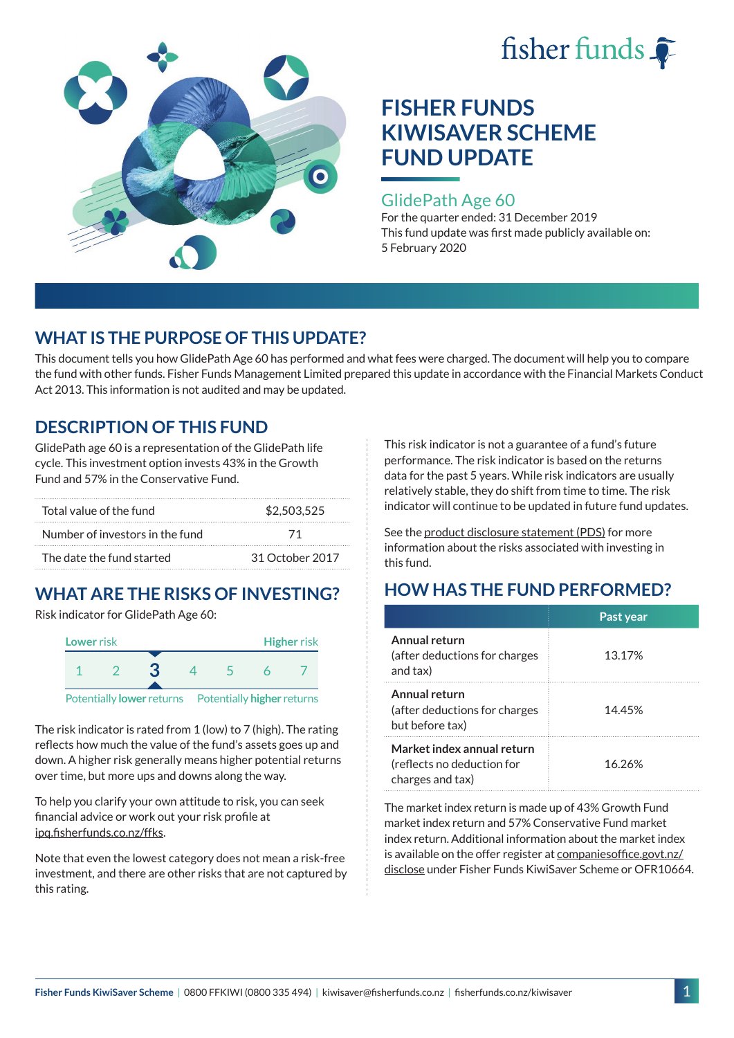fisher funds

# FISHER FUNDS KIWISAVER SCHEME FUND UPDATE

## GlidePath Age 60

For the quarter ended: 31 December 2019

This fund update was first made publicly available on: 5 February 2020

## WHAT IS THE PURPOSE OF THIS UPDATE?

This document tells you how GlidePath Age 60 has performed and what fees were charged. The document will help you to compare the fund with other funds. Fisher Funds Management Limited prepared this update in accordance with the Financial Markets Conduct Act 2013. This information is not audited and may be updated.

## DESCRIPTION OF THIS FUND

GlidePath age 60 is a representation of the GlidePath life cycle. This investment option invests 43% in the Growth Fund and 57% in the Conservative Fund.

| | |
|---|---|
| Total value of the fund | $2,503,525 |
| Number of investors in the fund | 71 |
| The date the fund started | 31 October 2017 |

## WHAT ARE THE RISKS OF INVESTING?

Risk indicator for GlidePath Age 60:

Lower risk — Higher risk

1 2 **3** 4 5 6 7

Potentially **lower** returns — Potentially **higher** returns

The risk indicator is rated from 1 (low) to 7 (high). The rating reflects how much the value of the fund's assets goes up and down. A higher risk generally means higher potential returns over time, but more ups and downs along the way.

To help you clarify your own attitude to risk, you can seek financial advice or work out your risk profile at ipq.fisherfunds.co.nz/ffks.

Note that even the lowest category does not mean a risk-free investment, and there are other risks that are not captured by this rating.

This risk indicator is not a guarantee of a fund's future performance. The risk indicator is based on the returns data for the past 5 years. While risk indicators are usually relatively stable, they do shift from time to time. The risk indicator will continue to be updated in future fund updates.

See the product disclosure statement (PDS) for more information about the risks associated with investing in this fund.

## HOW HAS THE FUND PERFORMED?

| | Past year |
|---|---|
| **Annual return** (after deductions for charges and tax) | 13.17% |
| **Annual return** (after deductions for charges but before tax) | 14.45% |
| **Market index annual return** (reflects no deduction for charges and tax) | 16.26% |

The market index return is made up of 43% Growth Fund market index return and 57% Conservative Fund market index return. Additional information about the market index is available on the offer register at companiesoffice.govt.nz/disclose under Fisher Funds KiwiSaver Scheme or OFR10664.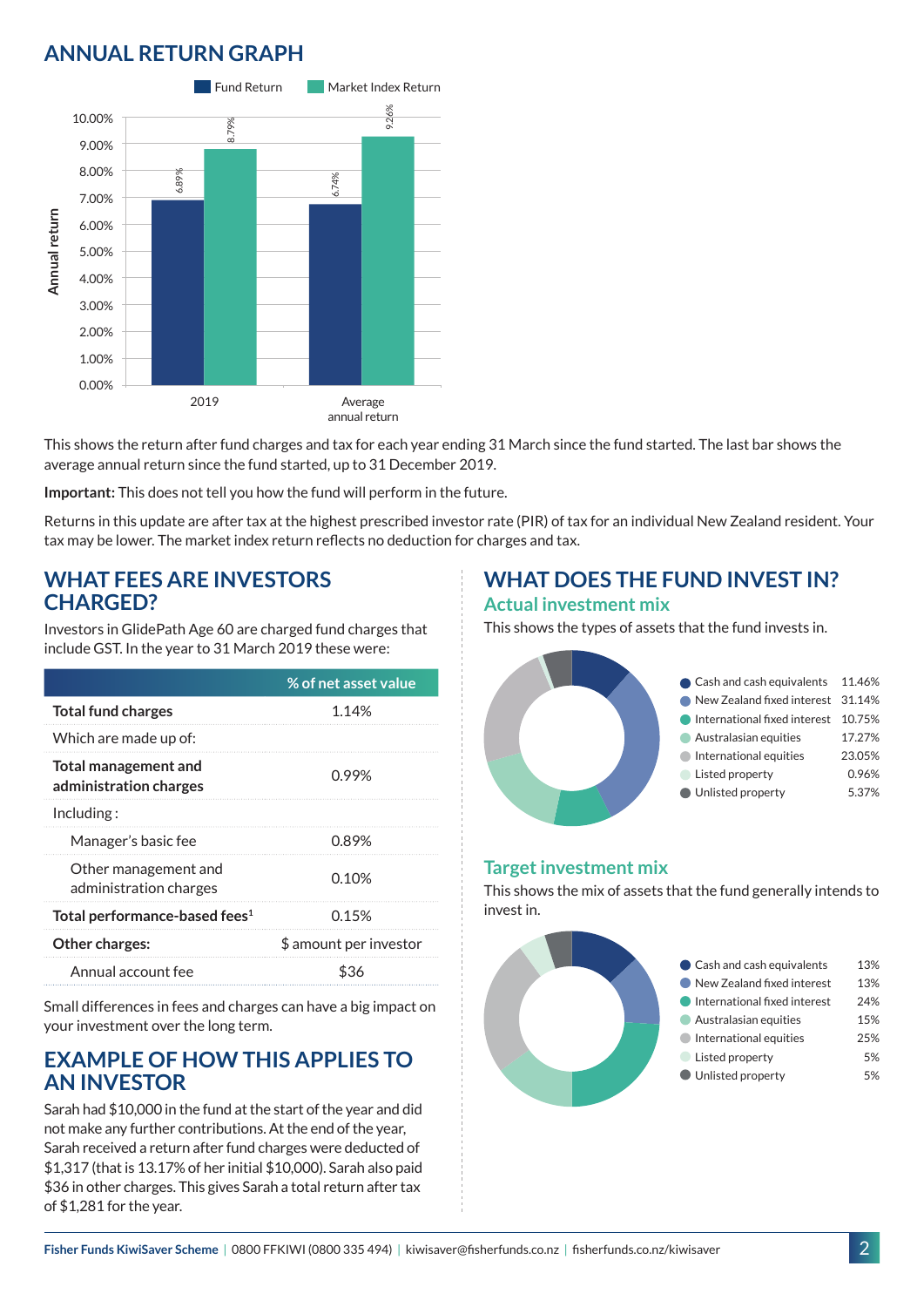## ANNUAL RETURN GRAPH

| | Fund Return | Market Index Return |
|---|---|---|
| 2019 | 6.89% | 8.79% |
| Average annual return | 6.74% | 9.26% |

This shows the return after fund charges and tax for each year ending 31 March since the fund started. The last bar shows the average annual return since the fund started, up to 31 December 2019.

**Important:** This does not tell you how the fund will perform in the future.

Returns in this update are after tax at the highest prescribed investor rate (PIR) of tax for an individual New Zealand resident. Your tax may be lower. The market index return reflects no deduction for charges and tax.

## WHAT FEES ARE INVESTORS CHARGED?

Investors in GlidePath Age 60 are charged fund charges that include GST. In the year to 31 March 2019 these were:

| | % of net asset value |
|---|---|
| **Total fund charges** | 1.14% |
| Which are made up of: | |
| **Total management and administration charges** | 0.99% |
| Including: | |
| Manager's basic fee | 0.89% |
| Other management and administration charges | 0.10% |
| **Total performance-based fees**[1] | 0.15% |
| **Other charges:** | $ amount per investor |
| Annual account fee | $36 |

Small differences in fees and charges can have a big impact on your investment over the long term.

## EXAMPLE OF HOW THIS APPLIES TO AN INVESTOR

Sarah had $10,000 in the fund at the start of the year and did not make any further contributions. At the end of the year, Sarah received a return after fund charges were deducted of $1,317 (that is 13.17% of her initial $10,000). Sarah also paid $36 in other charges. This gives Sarah a total return after tax of $1,281 for the year.

## WHAT DOES THE FUND INVEST IN?

### Actual investment mix

This shows the types of assets that the fund invests in.

| Asset | % |
|---|---|
| Cash and cash equivalents | 11.46% |
| New Zealand fixed interest | 31.14% |
| International fixed interest | 10.75% |
| Australasian equities | 17.27% |
| International equities | 23.05% |
| Listed property | 0.96% |
| Unlisted property | 5.37% |

### Target investment mix

This shows the mix of assets that the fund generally intends to invest in.

| Asset | % |
|---|---|
| Cash and cash equivalents | 13% |
| New Zealand fixed interest | 13% |
| International fixed interest | 24% |
| Australasian equities | 15% |
| International equities | 25% |
| Listed property | 5% |
| Unlisted property | 5% |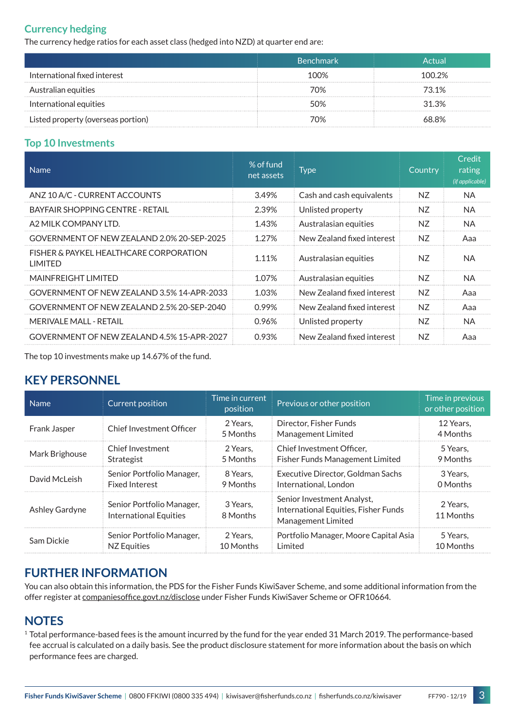## Currency hedging

The currency hedge ratios for each asset class (hedged into NZD) at quarter end are:

| | Benchmark | Actual |
|---|---|---|
| International fixed interest | 100% | 100.2% |
| Australian equities | 70% | 73.1% |
| International equities | 50% | 31.3% |
| Listed property (overseas portion) | 70% | 68.8% |

## Top 10 Investments

| Name | % of fund net assets | Type | Country | Credit rating *(if applicable)* |
|---|---|---|---|---|
| ANZ 10 A/C - CURRENT ACCOUNTS | 3.49% | Cash and cash equivalents | NZ | NA |
| BAYFAIR SHOPPING CENTRE - RETAIL | 2.39% | Unlisted property | NZ | NA |
| A2 MILK COMPANY LTD. | 1.43% | Australasian equities | NZ | NA |
| GOVERNMENT OF NEW ZEALAND 2.0% 20-SEP-2025 | 1.27% | New Zealand fixed interest | NZ | Aaa |
| FISHER & PAYKEL HEALTHCARE CORPORATION LIMITED | 1.11% | Australasian equities | NZ | NA |
| MAINFREIGHT LIMITED | 1.07% | Australasian equities | NZ | NA |
| GOVERNMENT OF NEW ZEALAND 3.5% 14-APR-2033 | 1.03% | New Zealand fixed interest | NZ | Aaa |
| GOVERNMENT OF NEW ZEALAND 2.5% 20-SEP-2040 | 0.99% | New Zealand fixed interest | NZ | Aaa |
| MERIVALE MALL - RETAIL | 0.96% | Unlisted property | NZ | NA |
| GOVERNMENT OF NEW ZEALAND 4.5% 15-APR-2027 | 0.93% | New Zealand fixed interest | NZ | Aaa |

The top 10 investments make up 14.67% of the fund.

## KEY PERSONNEL

| Name | Current position | Time in current position | Previous or other position | Time in previous or other position |
|---|---|---|---|---|
| Frank Jasper | Chief Investment Officer | 2 Years, 5 Months | Director, Fisher Funds Management Limited | 12 Years, 4 Months |
| Mark Brighouse | Chief Investment Strategist | 2 Years, 5 Months | Chief Investment Officer, Fisher Funds Management Limited | 5 Years, 9 Months |
| David McLeish | Senior Portfolio Manager, Fixed Interest | 8 Years, 9 Months | Executive Director, Goldman Sachs International, London | 3 Years, 0 Months |
| Ashley Gardyne | Senior Portfolio Manager, International Equities | 3 Years, 8 Months | Senior Investment Analyst, International Equities, Fisher Funds Management Limited | 2 Years, 11 Months |
| Sam Dickie | Senior Portfolio Manager, NZ Equities | 2 Years, 10 Months | Portfolio Manager, Moore Capital Asia Limited | 5 Years, 10 Months |

## FURTHER INFORMATION

You can also obtain this information, the PDS for the Fisher Funds KiwiSaver Scheme, and some additional information from the offer register at companiesoffice.govt.nz/disclose under Fisher Funds KiwiSaver Scheme or OFR10664.

## NOTES

[1] Total performance-based fees is the amount incurred by the fund for the year ended 31 March 2019. The performance-based fee accrual is calculated on a daily basis. See the product disclosure statement for more information about the basis on which performance fees are charged.